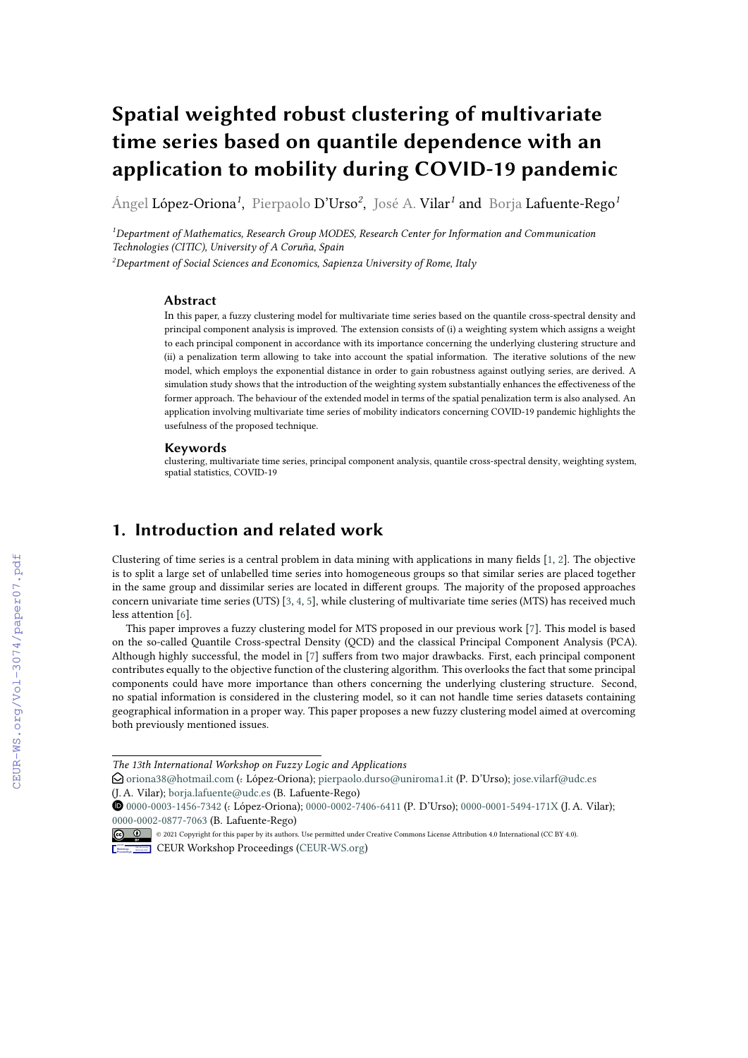# Spatial weighted robust clustering of multivariate time series based on quantile dependence with an application to mobility during COVID-19 pandemic

Ángel López-Oriona[1], Pierpaolo D'Urso[2], José A. Vilar[1] and Borja Lafuente-Rego[1]

[1]Department of Mathematics, Research Group MODES, Research Center for Information and Communication Technologies (CITIC), University of A Coruña, Spain

[2]Department of Social Sciences and Economics, Sapienza University of Rome, Italy

## Abstract

In this paper, a fuzzy clustering model for multivariate time series based on the quantile cross-spectral density and principal component analysis is improved. The extension consists of (i) a weighting system which assigns a weight to each principal component in accordance with its importance concerning the underlying clustering structure and (ii) a penalization term allowing to take into account the spatial information. The iterative solutions of the new model, which employs the exponential distance in order to gain robustness against outlying series, are derived. A simulation study shows that the introduction of the weighting system substantially enhances the effectiveness of the former approach. The behaviour of the extended model in terms of the spatial penalization term is also analysed. An application involving multivariate time series of mobility indicators concerning COVID-19 pandemic highlights the usefulness of the proposed technique.

## Keywords

clustering, multivariate time series, principal component analysis, quantile cross-spectral density, weighting system, spatial statistics, COVID-19

## 1. Introduction and related work

Clustering of time series is a central problem in data mining with applications in many fields [1, 2]. The objective is to split a large set of unlabelled time series into homogeneous groups so that similar series are placed together in the same group and dissimilar series are located in different groups. The majority of the proposed approaches concern univariate time series (UTS) [3, 4, 5], while clustering of multivariate time series (MTS) has received much less attention [6].

This paper improves a fuzzy clustering model for MTS proposed in our previous work [7]. This model is based on the so-called Quantile Cross-spectral Density (QCD) and the classical Principal Component Analysis (PCA). Although highly successful, the model in [7] suffers from two major drawbacks. First, each principal component contributes equally to the objective function of the clustering algorithm. This overlooks the fact that some principal components could have more importance than others concerning the underlying clustering structure. Second, no spatial information is considered in the clustering model, so it can not handle time series datasets containing geographical information in a proper way. This paper proposes a new fuzzy clustering model aimed at overcoming both previously mentioned issues.

---

*The 13th International Workshop on Fuzzy Logic and Applications*

oriona38@hotmail.com (: López-Oriona); pierpaolo.durso@uniroma1.it (P. D'Urso); jose.vilarf@udc.es (J. A. Vilar); borja.lafuente@udc.es (B. Lafuente-Rego)

0000-0003-1456-7342 (: López-Oriona); 0000-0002-7406-6411 (P. D'Urso); 0000-0001-5494-171X (J. A. Vilar); 0000-0002-0877-7063 (B. Lafuente-Rego)

© 2021 Copyright for this paper by its authors. Use permitted under Creative Commons License Attribution 4.0 International (CC BY 4.0).

CEUR Workshop Proceedings (CEUR-WS.org)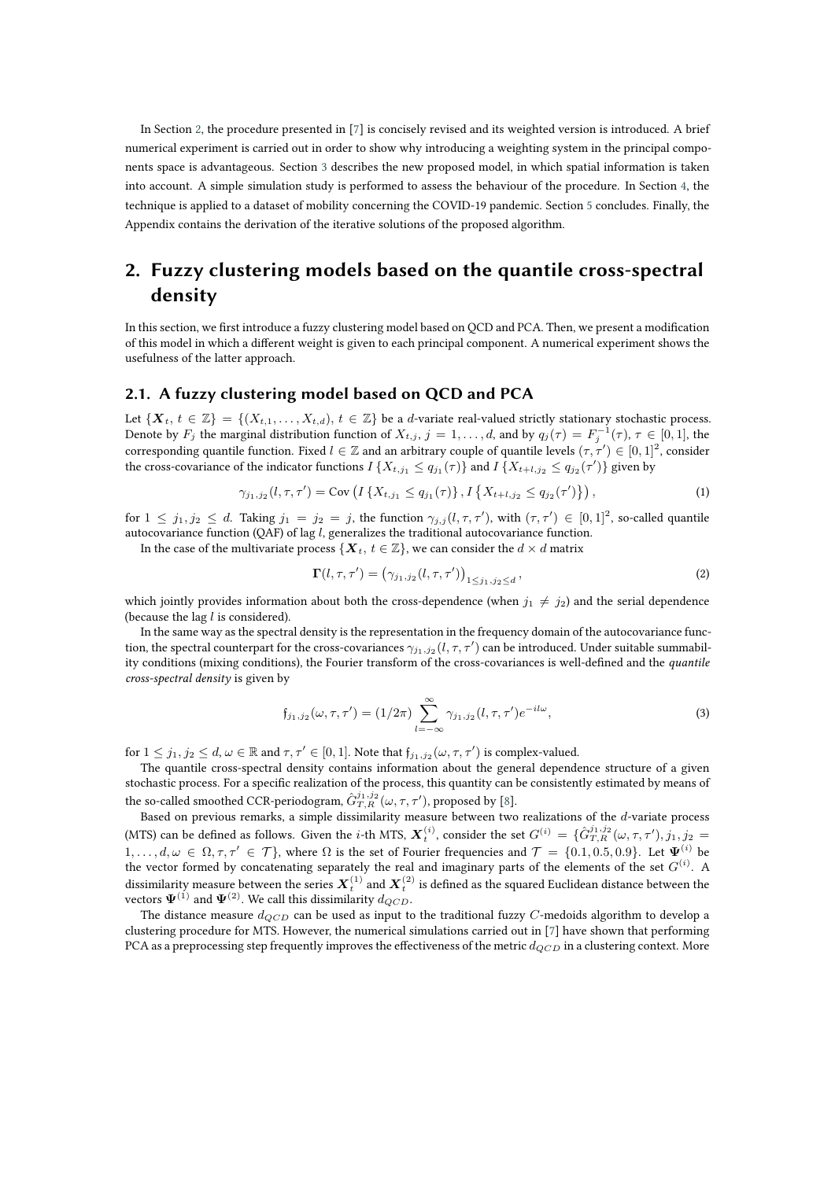In Section 2, the procedure presented in [7] is concisely revised and its weighted version is introduced. A brief numerical experiment is carried out in order to show why introducing a weighting system in the principal components space is advantageous. Section 3 describes the new proposed model, in which spatial information is taken into account. A simple simulation study is performed to assess the behaviour of the procedure. In Section 4, the technique is applied to a dataset of mobility concerning the COVID-19 pandemic. Section 5 concludes. Finally, the Appendix contains the derivation of the iterative solutions of the proposed algorithm.

## 2. Fuzzy clustering models based on the quantile cross-spectral density

In this section, we first introduce a fuzzy clustering model based on QCD and PCA. Then, we present a modification of this model in which a different weight is given to each principal component. A numerical experiment shows the usefulness of the latter approach.

### 2.1. A fuzzy clustering model based on QCD and PCA

Let $\{\boldsymbol{X}_t,\, t \in \mathbb{Z}\} = \{(X_{t,1}, \ldots, X_{t,d}),\, t \in \mathbb{Z}\}$ be a $d$-variate real-valued strictly stationary stochastic process. Denote by $F_j$ the marginal distribution function of $X_{t,j}$, $j = 1, \ldots, d$, and by $q_j(\tau) = F_j^{-1}(\tau)$, $\tau \in [0,1]$, the corresponding quantile function. Fixed $l \in \mathbb{Z}$ and an arbitrary couple of quantile levels $(\tau, \tau') \in [0,1]^2$, consider the cross-covariance of the indicator functions $I\{X_{t,j_1} \leq q_{j_1}(\tau)\}$ and $I\{X_{t+l,j_2} \leq q_{j_2}(\tau')\}$ given by

$$\gamma_{j_1,j_2}(l, \tau, \tau') = \operatorname{Cov}\left(I\left\{X_{t,j_1} \leq q_{j_1}(\tau)\right\}, I\left\{X_{t+l,j_2} \leq q_{j_2}(\tau')\right\}\right), \tag{1}$$

for $1 \leq j_1, j_2 \leq d$. Taking $j_1 = j_2 = j$, the function $\gamma_{j,j}(l, \tau, \tau')$, with $(\tau, \tau') \in [0,1]^2$, so-called quantile autocovariance function (QAF) of lag $l$, generalizes the traditional autocovariance function.

In the case of the multivariate process $\{\boldsymbol{X}_t,\, t \in \mathbb{Z}\}$, we can consider the $d \times d$ matrix

$$\boldsymbol{\Gamma}(l, \tau, \tau') = \left(\gamma_{j_1,j_2}(l, \tau, \tau')\right)_{1 \leq j_1, j_2 \leq d}, \tag{2}$$

which jointly provides information about both the cross-dependence (when $j_1 \neq j_2$) and the serial dependence (because the lag $l$ is considered).

In the same way as the spectral density is the representation in the frequency domain of the autocovariance function, the spectral counterpart for the cross-covariances $\gamma_{j_1,j_2}(l, \tau, \tau')$ can be introduced. Under suitable summability conditions (mixing conditions), the Fourier transform of the cross-covariances is well-defined and the *quantile cross-spectral density* is given by

$$\mathfrak{f}_{j_1,j_2}(\omega, \tau, \tau') = (1/2\pi) \sum_{l=-\infty}^{\infty} \gamma_{j_1,j_2}(l, \tau, \tau') e^{-il\omega}, \tag{3}$$

for $1 \leq j_1, j_2 \leq d$, $\omega \in \mathbb{R}$ and $\tau, \tau' \in [0,1]$. Note that $\mathfrak{f}_{j_1,j_2}(\omega, \tau, \tau')$ is complex-valued.

The quantile cross-spectral density contains information about the general dependence structure of a given stochastic process. For a specific realization of the process, this quantity can be consistently estimated by means of the so-called smoothed CCR-periodogram, $\hat{G}_{T,R}^{j_1,j_2}(\omega, \tau, \tau')$, proposed by [8].

Based on previous remarks, a simple dissimilarity measure between two realizations of the $d$-variate process (MTS) can be defined as follows. Given the $i$-th MTS, $\boldsymbol{X}_t^{(i)}$, consider the set $G^{(i)} = \{\hat{G}_{T,R}^{j_1,j_2}(\omega, \tau, \tau'), j_1, j_2 = 1, \ldots, d, \omega \in \Omega, \tau, \tau' \in \mathcal{T}\}$, where $\Omega$ is the set of Fourier frequencies and $\mathcal{T} = \{0.1, 0.5, 0.9\}$. Let $\boldsymbol{\Psi}^{(i)}$ be the vector formed by concatenating separately the real and imaginary parts of the elements of the set $G^{(i)}$. A dissimilarity measure between the series $\boldsymbol{X}_t^{(1)}$ and $\boldsymbol{X}_t^{(2)}$ is defined as the squared Euclidean distance between the vectors $\boldsymbol{\Psi}^{(1)}$ and $\boldsymbol{\Psi}^{(2)}$. We call this dissimilarity $d_{QCD}$.

The distance measure $d_{QCD}$ can be used as input to the traditional fuzzy $C$-medoids algorithm to develop a clustering procedure for MTS. However, the numerical simulations carried out in [7] have shown that performing PCA as a preprocessing step frequently improves the effectiveness of the metric $d_{QCD}$ in a clustering context. More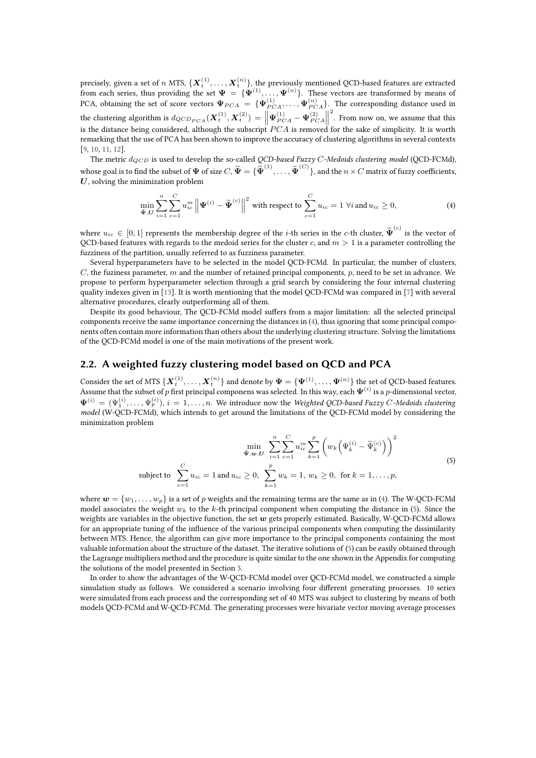precisely, given a set of $n$ MTS, $\{\boldsymbol{X}_t^{(1)}, \dots, \boldsymbol{X}_t^{(n)}\}$, the previously mentioned QCD-based features are extracted from each series, thus providing the set $\boldsymbol{\Psi} = \{\boldsymbol{\Psi}^{(1)}, \dots, \boldsymbol{\Psi}^{(n)}\}$. These vectors are transformed by means of PCA, obtaining the set of score vectors $\boldsymbol{\Psi}_{PCA} = \{\boldsymbol{\Psi}_{PCA}^{(1)}, \dots, \boldsymbol{\Psi}_{PCA}^{(n)}\}$. The corresponding distance used in the clustering algorithm is $d_{QCD_{PCA}}(\boldsymbol{X}_t^{(1)}, \boldsymbol{X}_t^{(2)}) = \left\|\boldsymbol{\Psi}_{PCA}^{(1)} - \boldsymbol{\Psi}_{PCA}^{(2)}\right\|^2$. From now on, we assume that this is the distance being considered, although the subscript $PCA$ is removed for the sake of simplicity. It is worth remarking that the use of PCA has been shown to improve the accuracy of clustering algorithms in several contexts [9, 10, 11, 12].

The metric $d_{QCD}$ is used to develop the so-called *QCD-based Fuzzy $C$-Medoids clustering model* (QCD-FCMd), whose goal is to find the subset of $\boldsymbol{\Psi}$ of size $C$, $\widetilde{\boldsymbol{\Psi}} = \{\widetilde{\boldsymbol{\Psi}}^{(1)}, \dots, \widetilde{\boldsymbol{\Psi}}^{(C)}\}$, and the $n \times C$ matrix of fuzzy coefficients, $\boldsymbol{U}$, solving the minimization problem

$$\min_{\widetilde{\boldsymbol{\Psi}}, \boldsymbol{U}} \sum_{i=1}^{n} \sum_{c=1}^{C} u_{ic}^m \left\|\boldsymbol{\Psi}^{(i)} - \widetilde{\boldsymbol{\Psi}}^{(c)}\right\|^2 \text{ with respect to } \sum_{c=1}^{C} u_{ic} = 1 \ \forall i \text{ and } u_{ic} \geq 0, \tag{4}$$

where $u_{ic} \in [0, 1]$ represents the membership degree of the $i$-th series in the $c$-th cluster, $\widetilde{\boldsymbol{\Psi}}^{(c)}$ is the vector of QCD-based features with regards to the medoid series for the cluster $c$, and $m > 1$ is a parameter controlling the fuzziness of the partition, usually referred to as fuzziness parameter.

Several hyperparameters have to be selected in the model QCD-FCMd. In particular, the number of clusters, $C$, the fuziness parameter, $m$ and the number of retained principal components, $p$, need to be set in advance. We propose to perform hyperparameter selection through a grid search by considering the four internal clustering quality indexes given in [13]. It is worth mentioning that the model QCD-FCMd was compared in [7] with several alternative procedures, clearly outperforming all of them.

Despite its good behaviour, The QCD-FCMd model suffers from a major limitation: all the selected principal components receive the same importance concerning the distances in (4), thus ignoring that some principal components often contain more information than others about the underlying clustering structure. Solving the limitations of the QCD-FCMd model is one of the main motivations of the present work.

## 2.2. A weighted fuzzy clustering model based on QCD and PCA

Consider the set of MTS $\{\boldsymbol{X}_t^{(1)}, \dots, \boldsymbol{X}_t^{(n)}\}$ and denote by $\boldsymbol{\Psi} = \{\boldsymbol{\Psi}^{(1)}, \dots, \boldsymbol{\Psi}^{(n)}\}$ the set of QCD-based features. Assume that the subset of $p$ first principal componens was selected. In this way, each $\boldsymbol{\Psi}^{(i)}$ is a $p$-dimensional vector, $\boldsymbol{\Psi}^{(i)} = (\Psi_1^{(i)}, \dots, \Psi_p^{(i)})$, $i = 1, \dots, n$. We introduce now the *Weighted QCD-based Fuzzy $C$-Medoids clustering model* (W-QCD-FCMd), which intends to get around the limitations of the QCD-FCMd model by considering the minimization problem

$$\begin{aligned}
&\min_{\widetilde{\boldsymbol{\Psi}}, \boldsymbol{w}, \boldsymbol{U}} \sum_{i=1}^{n} \sum_{c=1}^{C} u_{ic}^m \sum_{k=1}^{p} \left( w_k \left( \Psi_k^{(i)} - \widetilde{\Psi}_k^{(c)} \right) \right)^2 \\
&\text{subject to } \sum_{c=1}^{C} u_{ic} = 1 \text{ and } u_{ic} \geq 0, \ \sum_{k=1}^{p} w_k = 1, \ w_k \geq 0, \ \text{ for } k = 1, \dots, p,
\end{aligned} \tag{5}$$

where $\boldsymbol{w} = \{w_1, \dots, w_p\}$ is a set of $p$ weights and the remaining terms are the same as in (4). The W-QCD-FCMd model associates the weight $w_k$ to the $k$-th principal component when computing the distance in (5). Since the weights are variables in the objective function, the set $\boldsymbol{w}$ gets properly estimated. Basically, W-QCD-FCMd allows for an appropriate tuning of the influence of the various principal components when computing the dissimilarity between MTS. Hence, the algorithm can give more importance to the principal components containing the most valuable information about the structure of the dataset. The iterative solutions of (5) can be easily obtained through the Lagrange multipliers method and the procedure is quite similar to the one shown in the Appendix for computing the solutions of the model presented in Section 3.

In order to show the advantages of the W-QCD-FCMd model over QCD-FCMd model, we constructed a simple simulation study as follows. We considered a scenario involving four different generating processes. 10 series were simulated from each process and the corresponding set of 40 MTS was subject to clustering by means of both models QCD-FCMd and W-QCD-FCMd. The generating processes were bivariate vector moving average processes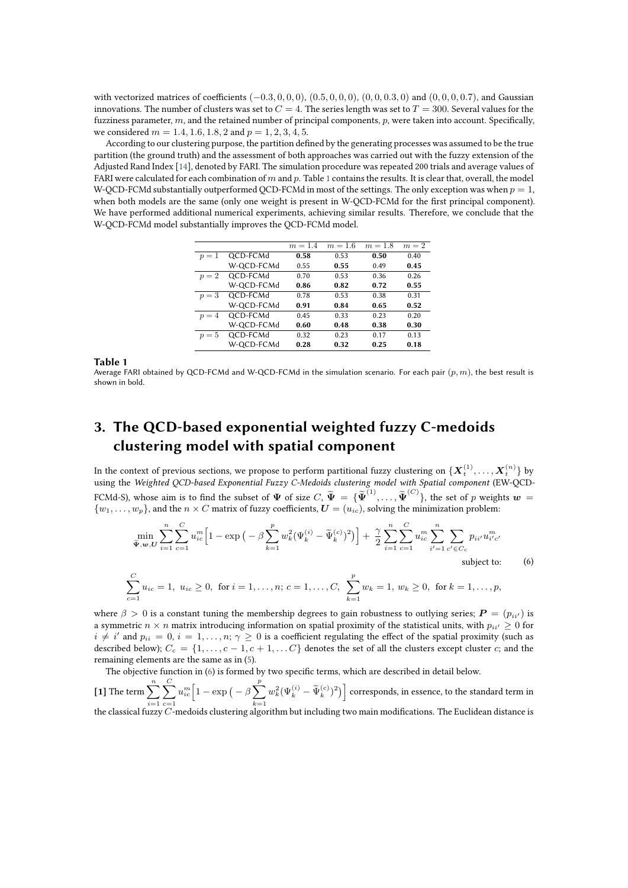with vectorized matrices of coefficients $(-0.3, 0, 0, 0)$, $(0.5, 0, 0, 0)$, $(0, 0, 0.3, 0)$ and $(0, 0, 0, 0.7)$, and Gaussian innovations. The number of clusters was set to $C = 4$. The series length was set to $T = 300$. Several values for the fuzziness parameter, $m$, and the retained number of principal components, $p$, were taken into account. Specifically, we considered $m = 1.4, 1.6, 1.8, 2$ and $p = 1, 2, 3, 4, 5$.

According to our clustering purpose, the partition defined by the generating processes was assumed to be the true partition (the ground truth) and the assessment of both approaches was carried out with the fuzzy extension of the Adjusted Rand Index [14], denoted by FARI. The simulation procedure was repeated 200 trials and average values of FARI were calculated for each combination of $m$ and $p$. Table 1 contains the results. It is clear that, overall, the model W-QCD-FCMd substantially outperformed QCD-FCMd in most of the settings. The only exception was when $p = 1$, when both models are the same (only one weight is present in W-QCD-FCMd for the first principal component). We have performed additional numerical experiments, achieving similar results. Therefore, we conclude that the W-QCD-FCMd model substantially improves the QCD-FCMd model.

| | | $m = 1.4$ | $m = 1.6$ | $m = 1.8$ | $m = 2$ |
|---|---|---|---|---|---|
| $p = 1$ | QCD-FCMd | **0.58** | 0.53 | **0.50** | 0.40 |
| | W-QCD-FCMd | 0.55 | **0.55** | 0.49 | **0.45** |
| $p = 2$ | QCD-FCMd | 0.70 | 0.53 | 0.36 | 0.26 |
| | W-QCD-FCMd | **0.86** | **0.82** | **0.72** | **0.55** |
| $p = 3$ | QCD-FCMd | 0.78 | 0.53 | 0.38 | 0.31 |
| | W-QCD-FCMd | **0.91** | **0.84** | **0.65** | **0.52** |
| $p = 4$ | QCD-FCMd | 0.45 | 0.33 | 0.23 | 0.20 |
| | W-QCD-FCMd | **0.60** | **0.48** | **0.38** | **0.30** |
| $p = 5$ | QCD-FCMd | 0.32 | 0.23 | 0.17 | 0.13 |
| | W-QCD-FCMd | **0.28** | **0.32** | **0.25** | **0.18** |

**Table 1**
Average FARI obtained by QCD-FCMd and W-QCD-FCMd in the simulation scenario. For each pair $(p, m)$, the best result is shown in bold.

# 3. The QCD-based exponential weighted fuzzy C-medoids clustering model with spatial component

In the context of previous sections, we propose to perform partitional fuzzy clustering on $\{\boldsymbol{X}_t^{(1)}, \dots, \boldsymbol{X}_t^{(n)}\}$ by using the *Weighted QCD-based Exponential Fuzzy C-Medoids clustering model with Spatial component* (EW-QCD-FCMd-S), whose aim is to find the subset of $\boldsymbol{\Psi}$ of size $C$, $\widetilde{\boldsymbol{\Psi}} = \{\widetilde{\boldsymbol{\Psi}}^{(1)}, \dots, \widetilde{\boldsymbol{\Psi}}^{(C)}\}$, the set of $p$ weights $\boldsymbol{w} = \{w_1, \dots, w_p\}$, and the $n \times C$ matrix of fuzzy coefficients, $\boldsymbol{U} = (u_{ic})$, solving the minimization problem:

$$\min_{\widetilde{\boldsymbol{\Psi}}, \boldsymbol{w}, \boldsymbol{U}} \sum_{i=1}^{n}\sum_{c=1}^{C} u_{ic}^m \Big[1 - \exp\big(-\beta \sum_{k=1}^{p} w_k^2 (\Psi_k^{(i)} - \widetilde{\Psi}_k^{(c)})^2\big)\Big] + \frac{\gamma}{2}\sum_{i=1}^{n}\sum_{c=1}^{C} u_{ic}^m \sum_{i'=1}^{n}\sum_{c' \in C_c} p_{ii'} u_{i'c'}^m \quad \text{subject to:} \tag{6}$$

$$\sum_{c=1}^{C} u_{ic} = 1,\ u_{ic} \geq 0,\ \text{for } i = 1, \dots, n;\ c = 1, \dots, C,\ \sum_{k=1}^{p} w_k = 1,\ w_k \geq 0,\ \text{for } k = 1, \dots, p,$$

where $\beta > 0$ is a constant tuning the membership degrees to gain robustness to outlying series; $\boldsymbol{P} = (p_{ii'})$ is a symmetric $n \times n$ matrix introducing information on spatial proximity of the statistical units, with $p_{ii'} \geq 0$ for $i \neq i'$ and $p_{ii} = 0$, $i = 1, \dots, n$; $\gamma \geq 0$ is a coefficient regulating the effect of the spatial proximity (such as described below); $C_c = \{1, \dots, c-1, c+1, \dots C\}$ denotes the set of all the clusters except cluster $c$; and the remaining elements are the same as in (5).

The objective function in (6) is formed by two specific terms, which are described in detail below.

**[1]** The term $\sum_{i=1}^{n}\sum_{c=1}^{C} u_{ic}^m \Big[1 - \exp\big(-\beta \sum_{k=1}^{p} w_k^2 (\Psi_k^{(i)} - \widetilde{\Psi}_k^{(c)})^2\big)\Big]$ corresponds, in essence, to the standard term in the classical fuzzy $C$-medoids clustering algorithm but including two main modifications. The Euclidean distance is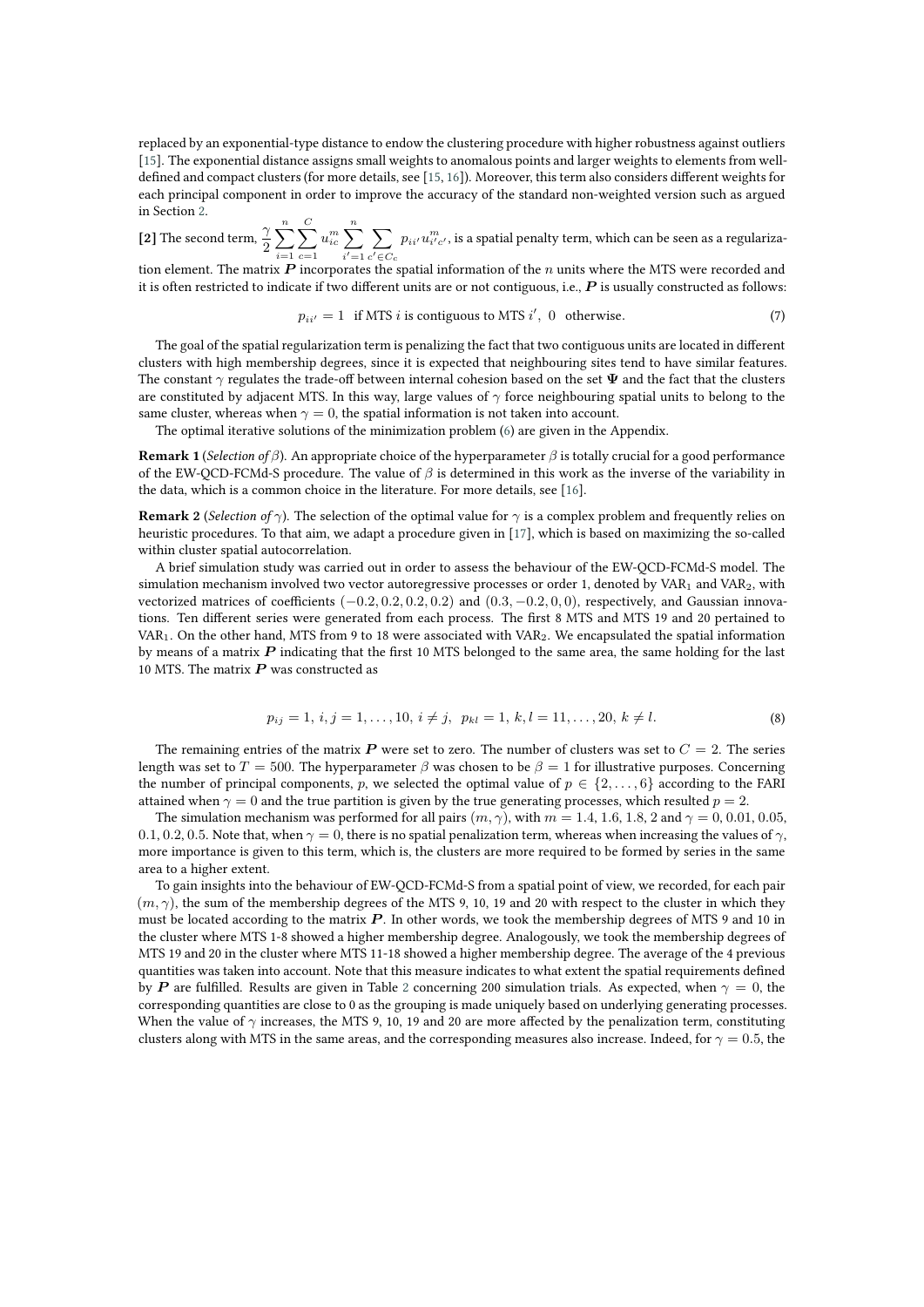replaced by an exponential-type distance to endow the clustering procedure with higher robustness against outliers [15]. The exponential distance assigns small weights to anomalous points and larger weights to elements from well-defined and compact clusters (for more details, see [15, 16]). Moreover, this term also considers different weights for each principal component in order to improve the accuracy of the standard non-weighted version such as argued in Section 2.

**[2]** The second term, $\frac{\gamma}{2}\sum_{i=1}^{n}\sum_{c=1}^{C}u_{ic}^{m}\sum_{i'=1}^{n}\sum_{c'\in C_c}p_{ii'}u_{i'c'}^{m}$, is a spatial penalty term, which can be seen as a regularization element. The matrix $\boldsymbol{P}$ incorporates the spatial information of the $n$ units where the MTS were recorded and it is often restricted to indicate if two different units are or not contiguous, i.e., $\boldsymbol{P}$ is usually constructed as follows:

$$p_{ii'} = 1 \quad \text{if MTS } i \text{ is contiguous to MTS } i', \;\; 0 \quad \text{otherwise.} \tag{7}$$

The goal of the spatial regularization term is penalizing the fact that two contiguous units are located in different clusters with high membership degrees, since it is expected that neighbouring sites tend to have similar features. The constant $\gamma$ regulates the trade-off between internal cohesion based on the set $\boldsymbol{\Psi}$ and the fact that the clusters are constituted by adjacent MTS. In this way, large values of $\gamma$ force neighbouring spatial units to belong to the same cluster, whereas when $\gamma = 0$, the spatial information is not taken into account.

The optimal iterative solutions of the minimization problem (6) are given in the Appendix.

**Remark 1** (*Selection of* $\beta$). An appropriate choice of the hyperparameter $\beta$ is totally crucial for a good performance of the EW-QCD-FCMd-S procedure. The value of $\beta$ is determined in this work as the inverse of the variability in the data, which is a common choice in the literature. For more details, see [16].

**Remark 2** (*Selection of* $\gamma$). The selection of the optimal value for $\gamma$ is a complex problem and frequently relies on heuristic procedures. To that aim, we adapt a procedure given in [17], which is based on maximizing the so-called within cluster spatial autocorrelation.

A brief simulation study was carried out in order to assess the behaviour of the EW-QCD-FCMd-S model. The simulation mechanism involved two vector autoregressive processes or order 1, denoted by $\text{VAR}_1$ and $\text{VAR}_2$, with vectorized matrices of coefficients $(-0.2, 0.2, 0.2, 0.2)$ and $(0.3, -0.2, 0, 0)$, respectively, and Gaussian innovations. Ten different series were generated from each process. The first 8 MTS and MTS 19 and 20 pertained to $\text{VAR}_1$. On the other hand, MTS from 9 to 18 were associated with $\text{VAR}_2$. We encapsulated the spatial information by means of a matrix $\boldsymbol{P}$ indicating that the first 10 MTS belonged to the same area, the same holding for the last 10 MTS. The matrix $\boldsymbol{P}$ was constructed as

$$p_{ij} = 1,\; i, j = 1, \dots, 10,\; i \neq j, \;\; p_{kl} = 1,\; k, l = 11, \dots, 20,\; k \neq l. \tag{8}$$

The remaining entries of the matrix $\boldsymbol{P}$ were set to zero. The number of clusters was set to $C = 2$. The series length was set to $T = 500$. The hyperparameter $\beta$ was chosen to be $\beta = 1$ for illustrative purposes. Concerning the number of principal components, $p$, we selected the optimal value of $p \in \{2, \dots, 6\}$ according to the FARI attained when $\gamma = 0$ and the true partition is given by the true generating processes, which resulted $p = 2$.

The simulation mechanism was performed for all pairs $(m, \gamma)$, with $m = 1.4, 1.6, 1.8, 2$ and $\gamma = 0, 0.01, 0.05, 0.1, 0.2, 0.5$. Note that, when $\gamma = 0$, there is no spatial penalization term, whereas when increasing the values of $\gamma$, more importance is given to this term, which is, the clusters are more required to be formed by series in the same area to a higher extent.

To gain insights into the behaviour of EW-QCD-FCMd-S from a spatial point of view, we recorded, for each pair $(m, \gamma)$, the sum of the membership degrees of the MTS 9, 10, 19 and 20 with respect to the cluster in which they must be located according to the matrix $\boldsymbol{P}$. In other words, we took the membership degrees of MTS 9 and 10 in the cluster where MTS 1-8 showed a higher membership degree. Analogously, we took the membership degrees of MTS 19 and 20 in the cluster where MTS 11-18 showed a higher membership degree. The average of the 4 previous quantities was taken into account. Note that this measure indicates to what extent the spatial requirements defined by $\boldsymbol{P}$ are fulfilled. Results are given in Table 2 concerning 200 simulation trials. As expected, when $\gamma = 0$, the corresponding quantities are close to 0 as the grouping is made uniquely based on underlying generating processes. When the value of $\gamma$ increases, the MTS 9, 10, 19 and 20 are more affected by the penalization term, constituting clusters along with MTS in the same areas, and the corresponding measures also increase. Indeed, for $\gamma = 0.5$, the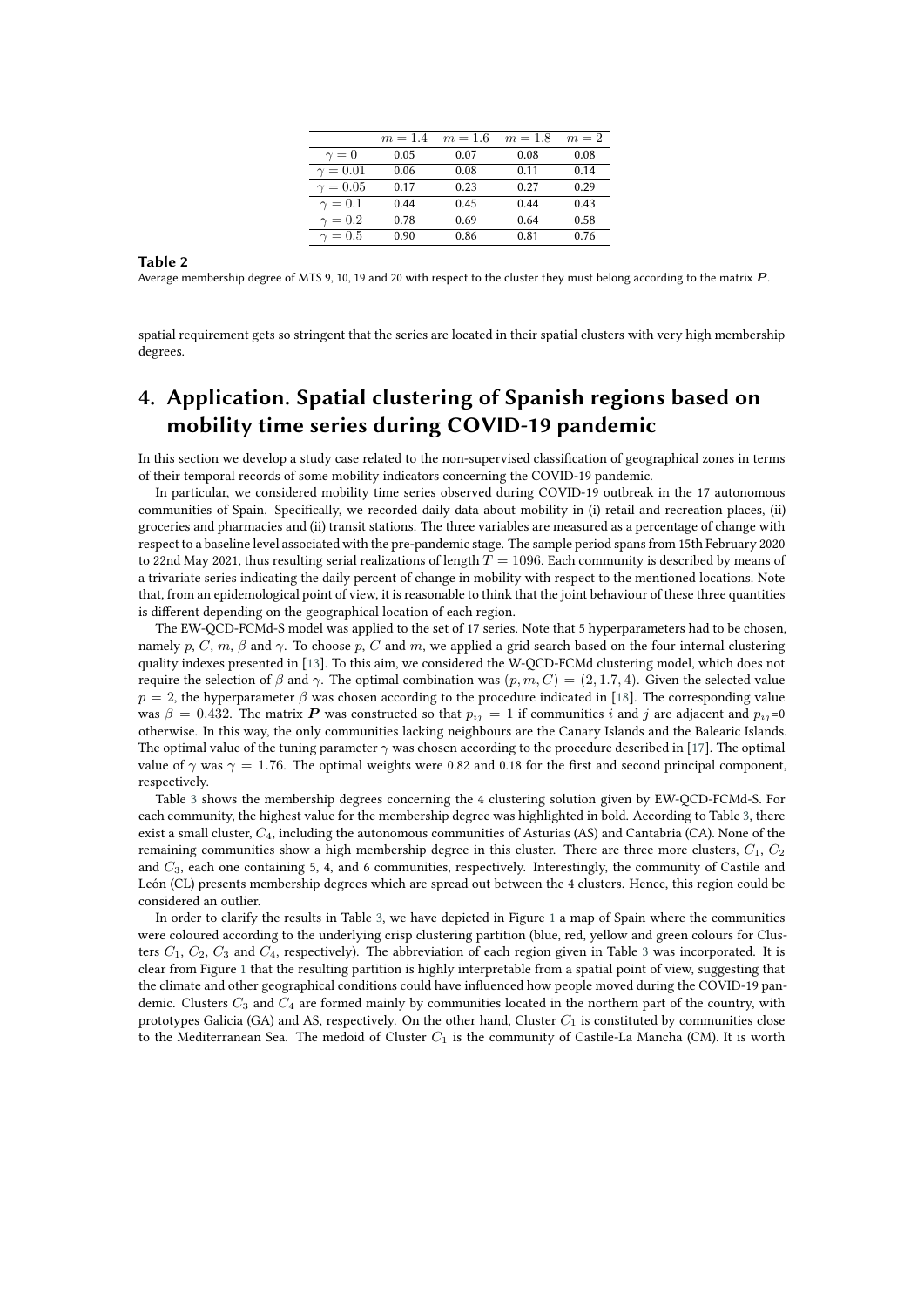| | $m = 1.4$ | $m = 1.6$ | $m = 1.8$ | $m = 2$ |
|---|---|---|---|---|
| $\gamma = 0$ | 0.05 | 0.07 | 0.08 | 0.08 |
| $\gamma = 0.01$ | 0.06 | 0.08 | 0.11 | 0.14 |
| $\gamma = 0.05$ | 0.17 | 0.23 | 0.27 | 0.29 |
| $\gamma = 0.1$ | 0.44 | 0.45 | 0.44 | 0.43 |
| $\gamma = 0.2$ | 0.78 | 0.69 | 0.64 | 0.58 |
| $\gamma = 0.5$ | 0.90 | 0.86 | 0.81 | 0.76 |

**Table 2**
Average membership degree of MTS 9, 10, 19 and 20 with respect to the cluster they must belong according to the matrix $\boldsymbol{P}$.

spatial requirement gets so stringent that the series are located in their spatial clusters with very high membership degrees.

# 4. Application. Spatial clustering of Spanish regions based on mobility time series during COVID-19 pandemic

In this section we develop a study case related to the non-supervised classification of geographical zones in terms of their temporal records of some mobility indicators concerning the COVID-19 pandemic.

In particular, we considered mobility time series observed during COVID-19 outbreak in the 17 autonomous communities of Spain. Specifically, we recorded daily data about mobility in (i) retail and recreation places, (ii) groceries and pharmacies and (ii) transit stations. The three variables are measured as a percentage of change with respect to a baseline level associated with the pre-pandemic stage. The sample period spans from 15th February 2020 to 22nd May 2021, thus resulting serial realizations of length $T = 1096$. Each community is described by means of a trivariate series indicating the daily percent of change in mobility with respect to the mentioned locations. Note that, from an epidemiological point of view, it is reasonable to think that the joint behaviour of these three quantities is different depending on the geographical location of each region.

The EW-QCD-FCMd-S model was applied to the set of 17 series. Note that 5 hyperparameters had to be chosen, namely $p$, $C$, $m$, $\beta$ and $\gamma$. To choose $p$, $C$ and $m$, we applied a grid search based on the four internal clustering quality indexes presented in [13]. To this aim, we considered the W-QCD-FCMd clustering model, which does not require the selection of $\beta$ and $\gamma$. The optimal combination was $(p, m, C) = (2, 1.7, 4)$. Given the selected value $p = 2$, the hyperparameter $\beta$ was chosen according to the procedure indicated in [18]. The corresponding value was $\beta = 0.432$. The matrix $\boldsymbol{P}$ was constructed so that $p_{ij} = 1$ if communities $i$ and $j$ are adjacent and $p_{ij}$=0 otherwise. In this way, the only communities lacking neighbours are the Canary Islands and the Balearic Islands. The optimal value of the tuning parameter $\gamma$ was chosen according to the procedure described in [17]. The optimal value of $\gamma$ was $\gamma = 1.76$. The optimal weights were 0.82 and 0.18 for the first and second principal component, respectively.

Table 3 shows the membership degrees concerning the 4 clustering solution given by EW-QCD-FCMd-S. For each community, the highest value for the membership degree was highlighted in bold. According to Table 3, there exist a small cluster, $C_4$, including the autonomous communities of Asturias (AS) and Cantabria (CA). None of the remaining communities show a high membership degree in this cluster. There are three more clusters, $C_1$, $C_2$ and $C_3$, each one containing 5, 4, and 6 communities, respectively. Interestingly, the community of Castile and León (CL) presents membership degrees which are spread out between the 4 clusters. Hence, this region could be considered an outlier.

In order to clarify the results in Table 3, we have depicted in Figure 1 a map of Spain where the communities were coloured according to the underlying crisp clustering partition (blue, red, yellow and green colours for Clusters $C_1$, $C_2$, $C_3$ and $C_4$, respectively). The abbreviation of each region given in Table 3 was incorporated. It is clear from Figure 1 that the resulting partition is highly interpretable from a spatial point of view, suggesting that the climate and other geographical conditions could have influenced how people moved during the COVID-19 pandemic. Clusters $C_3$ and $C_4$ are formed mainly by communities located in the northern part of the country, with prototypes Galicia (GA) and AS, respectively. On the other hand, Cluster $C_1$ is constituted by communities close to the Mediterranean Sea. The medoid of Cluster $C_1$ is the community of Castile-La Mancha (CM). It is worth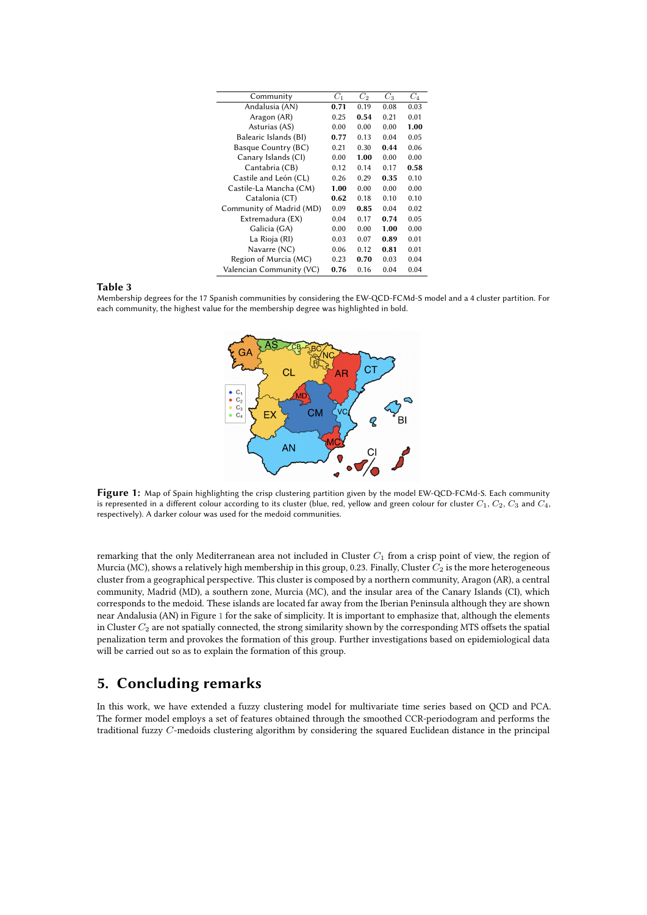| Community | $C_1$ | $C_2$ | $C_3$ | $C_4$ |
|---|---|---|---|---|
| Andalusia (AN) | **0.71** | 0.19 | 0.08 | 0.03 |
| Aragon (AR) | 0.25 | **0.54** | 0.21 | 0.01 |
| Asturias (AS) | 0.00 | 0.00 | 0.00 | **1.00** |
| Balearic Islands (BI) | **0.77** | 0.13 | 0.04 | 0.05 |
| Basque Country (BC) | 0.21 | 0.30 | **0.44** | 0.06 |
| Canary Islands (CI) | 0.00 | **1.00** | 0.00 | 0.00 |
| Cantabria (CB) | 0.12 | 0.14 | 0.17 | **0.58** |
| Castile and León (CL) | 0.26 | 0.29 | **0.35** | 0.10 |
| Castile-La Mancha (CM) | **1.00** | 0.00 | 0.00 | 0.00 |
| Catalonia (CT) | **0.62** | 0.18 | 0.10 | 0.10 |
| Community of Madrid (MD) | 0.09 | **0.85** | 0.04 | 0.02 |
| Extremadura (EX) | 0.04 | 0.17 | **0.74** | 0.05 |
| Galicia (GA) | 0.00 | 0.00 | **1.00** | 0.00 |
| La Rioja (RI) | 0.03 | 0.07 | **0.89** | 0.01 |
| Navarre (NC) | 0.06 | 0.12 | **0.81** | 0.01 |
| Region of Murcia (MC) | 0.23 | **0.70** | 0.03 | 0.04 |
| Valencian Community (VC) | **0.76** | 0.16 | 0.04 | 0.04 |

**Table 3**
Membership degrees for the 17 Spanish communities by considering the EW-QCD-FCMd-S model and a 4 cluster partition. For each community, the highest value for the membership degree was highlighted in bold.

**Figure 1:** Map of Spain highlighting the crisp clustering partition given by the model EW-QCD-FCMd-S. Each community is represented in a different colour according to its cluster (blue, red, yellow and green colour for cluster $C_1$, $C_2$, $C_3$ and $C_4$, respectively). A darker colour was used for the medoid communities.

remarking that the only Mediterranean area not included in Cluster $C_1$ from a crisp point of view, the region of Murcia (MC), shows a relatively high membership in this group, 0.23. Finally, Cluster $C_2$ is the more heterogeneous cluster from a geographical perspective. This cluster is composed by a northern community, Aragon (AR), a central community, Madrid (MD), a southern zone, Murcia (MC), and the insular area of the Canary Islands (CI), which corresponds to the medoid. These islands are located far away from the Iberian Peninsula although they are shown near Andalusia (AN) in Figure 1 for the sake of simplicity. It is important to emphasize that, although the elements in Cluster $C_2$ are not spatially connected, the strong similarity shown by the corresponding MTS offsets the spatial penalization term and provokes the formation of this group. Further investigations based on epidemiological data will be carried out so as to explain the formation of this group.

## 5. Concluding remarks

In this work, we have extended a fuzzy clustering model for multivariate time series based on QCD and PCA. The former model employs a set of features obtained through the smoothed CCR-periodogram and performs the traditional fuzzy $C$-medoids clustering algorithm by considering the squared Euclidean distance in the principal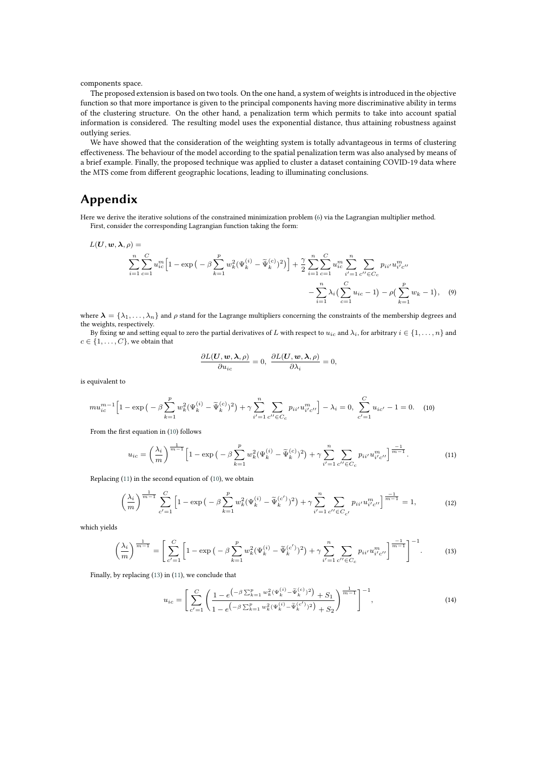components space.

The proposed extension is based on two tools. On the one hand, a system of weights is introduced in the objective function so that more importance is given to the principal components having more discriminative ability in terms of the clustering structure. On the other hand, a penalization term which permits to take into account spatial information is considered. The resulting model uses the exponential distance, thus attaining robustness against outlying series.

We have showed that the consideration of the weighting system is totally advantageous in terms of clustering effectiveness. The behaviour of the model according to the spatial penalization term was also analysed by means of a brief example. Finally, the proposed technique was applied to cluster a dataset containing COVID-19 data where the MTS come from different geographic locations, leading to illuminating conclusions.

# Appendix

Here we derive the iterative solutions of the constrained minimization problem (6) via the Lagrangian multiplier method.

First, consider the corresponding Lagrangian function taking the form:

$$
\begin{aligned}
L(\boldsymbol{U}, \boldsymbol{w}, \boldsymbol{\lambda}, \rho) = & \\
& \sum_{i=1}^{n}\sum_{c=1}^{C} u_{ic}^{m}\Big[1-\exp\big(-\beta\sum_{k=1}^{p} w_k^2(\Psi_k^{(i)}-\widetilde{\Psi}_k^{(c)})^2\big)\Big] + \frac{\gamma}{2}\sum_{i=1}^{n}\sum_{c=1}^{C} u_{ic}^{m}\sum_{i'=1}^{n}\sum_{c''\in C_c} p_{ii'}u_{i'c''}^{m} \\
& - \sum_{i=1}^{n}\lambda_i\big(\sum_{c=1}^{C}u_{ic}-1\big) - \rho\big(\sum_{k=1}^{p}w_k-1\big), \qquad (9)
\end{aligned}
$$

where $\boldsymbol{\lambda} = \{\lambda_1, \ldots, \lambda_n\}$ and $\rho$ stand for the Lagrange multipliers concerning the constraints of the membership degrees and the weights, respectively.

By fixing $\boldsymbol{w}$ and setting equal to zero the partial derivatives of $L$ with respect to $u_{ic}$ and $\lambda_i$, for arbitrary $i \in \{1, \ldots, n\}$ and $c \in \{1, \ldots, C\}$, we obtain that

$$
\frac{\partial L(\boldsymbol{U}, \boldsymbol{w}, \boldsymbol{\lambda}, \rho)}{\partial u_{ic}} = 0, \; \frac{\partial L(\boldsymbol{U}, \boldsymbol{w}, \boldsymbol{\lambda}, \rho)}{\partial \lambda_i} = 0,
$$

is equivalent to

$$
mu_{ic}^{m-1}\Big[1-\exp\big(-\beta\sum_{k=1}^{p} w_k^2(\Psi_k^{(i)}-\widetilde{\Psi}_k^{(c)})^2\big) + \gamma\sum_{i'=1}^{n}\sum_{c''\in C_c} p_{ii'}u_{i'c''}^{m}\Big] - \lambda_i = 0, \; \sum_{c'=1}^{C} u_{ic'} - 1 = 0. \qquad (10)
$$

From the first equation in (10) follows

$$
u_{ic} = \Big(\frac{\lambda_i}{m}\Big)^{\frac{1}{m-1}}\Big[1-\exp\big(-\beta\sum_{k=1}^{p} w_k^2(\Psi_k^{(i)}-\widetilde{\Psi}_k^{(c)})^2\big) + \gamma\sum_{i'=1}^{n}\sum_{c''\in C_c} p_{ii'}u_{i'c''}^{m}\Big]^{\frac{-1}{m-1}}. \qquad (11)
$$

Replacing (11) in the second equation of (10), we obtain

$$
\Big(\frac{\lambda_i}{m}\Big)^{\frac{1}{m-1}}\sum_{c'=1}^{C}\Big[1-\exp\big(-\beta\sum_{k=1}^{p} w_k^2(\Psi_k^{(i)}-\widetilde{\Psi}_k^{(c')})^2\big) + \gamma\sum_{i'=1}^{n}\sum_{c''\in C_{c'}} p_{ii'}u_{i'c''}^{m}\Big]^{\frac{-1}{m-1}} = 1, \qquad (12)
$$

which yields

$$
\Big(\frac{\lambda_i}{m}\Big)^{\frac{1}{m-1}} = \Bigg[\sum_{c'=1}^{C}\Big[1-\exp\big(-\beta\sum_{k=1}^{p} w_k^2(\Psi_k^{(i)}-\widetilde{\Psi}_k^{(c')})^2\big) + \gamma\sum_{i'=1}^{n}\sum_{c''\in C_c} p_{ii'}u_{i'c''}^{m}\Big]^{\frac{-1}{m-1}}\Bigg]^{-1}. \qquad (13)
$$

Finally, by replacing (13) in (11), we conclude that

$$
u_{ic} = \Bigg[\sum_{c'=1}^{C}\Bigg(\frac{1-e^{\left(-\beta\sum_{k=1}^{p}w_k^2(\Psi_k^{(i)}-\widetilde{\Psi}_k^{(c)})^2\right)}+S_1}{1-e^{\left(-\beta\sum_{k=1}^{p}w_k^2(\Psi_k^{(i)}-\widetilde{\Psi}_k^{(c')})^2\right)}+S_2}\Bigg)^{\frac{1}{m-1}}\Bigg]^{-1}, \qquad (14)
$$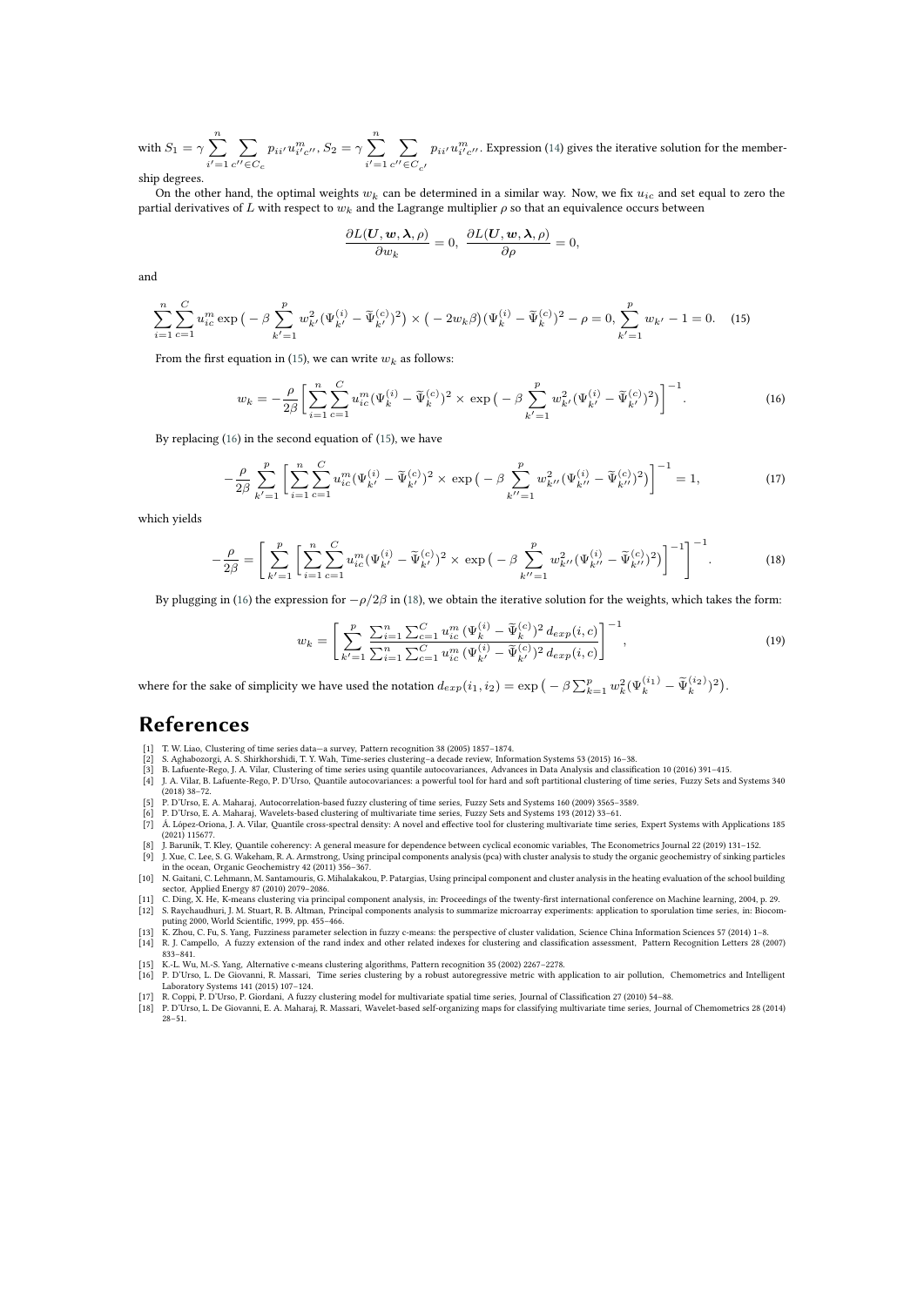with $S_1 = \gamma \sum_{i'=1}^{n} \sum_{c'' \in C_c} p_{ii'} u_{i'c''}^m$, $S_2 = \gamma \sum_{i'=1}^{n} \sum_{c'' \in C_{c'}} p_{ii'} u_{i'c''}^m$. Expression (14) gives the iterative solution for the membership degrees.

On the other hand, the optimal weights $w_k$ can be determined in a similar way. Now, we fix $u_{ic}$ and set equal to zero the partial derivatives of $L$ with respect to $w_k$ and the Lagrange multiplier $\rho$ so that an equivalence occurs between

$$\frac{\partial L(\boldsymbol{U}, \boldsymbol{w}, \boldsymbol{\lambda}, \rho)}{\partial w_k} = 0, \quad \frac{\partial L(\boldsymbol{U}, \boldsymbol{w}, \boldsymbol{\lambda}, \rho)}{\partial \rho} = 0,$$

and

$$\sum_{i=1}^{n} \sum_{c=1}^{C} u_{ic}^m \exp\big(-\beta \sum_{k'=1}^{p} w_{k'}^2 (\Psi_{k'}^{(i)} - \widetilde{\Psi}_{k'}^{(c)})^2\big) \times \big(-2w_k\beta\big)(\Psi_k^{(i)} - \widetilde{\Psi}_k^{(c)})^2 - \rho = 0, \sum_{k'=1}^{p} w_{k'} - 1 = 0. \tag{15}$$

From the first equation in (15), we can write $w_k$ as follows:

$$w_k = -\frac{\rho}{2\beta} \Big[ \sum_{i=1}^{n} \sum_{c=1}^{C} u_{ic}^m (\Psi_k^{(i)} - \widetilde{\Psi}_k^{(c)})^2 \times \exp\big(-\beta \sum_{k'=1}^{p} w_{k'}^2 (\Psi_{k'}^{(i)} - \widetilde{\Psi}_{k'}^{(c)})^2\big) \Big]^{-1}. \tag{16}$$

By replacing (16) in the second equation of (15), we have

$$-\frac{\rho}{2\beta} \sum_{k'=1}^{p} \Big[ \sum_{i=1}^{n} \sum_{c=1}^{C} u_{ic}^m (\Psi_{k'}^{(i)} - \widetilde{\Psi}_{k'}^{(c)})^2 \times \exp\big(-\beta \sum_{k''=1}^{p} w_{k''}^2 (\Psi_{k''}^{(i)} - \widetilde{\Psi}_{k''}^{(c)})^2\big) \Big]^{-1} = 1, \tag{17}$$

which yields

$$-\frac{\rho}{2\beta} = \Bigg[ \sum_{k'=1}^{p} \Big[ \sum_{i=1}^{n} \sum_{c=1}^{C} u_{ic}^m (\Psi_{k'}^{(i)} - \widetilde{\Psi}_{k'}^{(c)})^2 \times \exp\big(-\beta \sum_{k''=1}^{p} w_{k''}^2 (\Psi_{k''}^{(i)} - \widetilde{\Psi}_{k''}^{(c)})^2\big) \Big]^{-1} \Bigg]^{-1}. \tag{18}$$

By plugging in (16) the expression for $-\rho/2\beta$ in (18), we obtain the iterative solution for the weights, which takes the form:

$$w_k = \left[ \sum_{k'=1}^{p} \frac{\sum_{i=1}^{n} \sum_{c=1}^{C} u_{ic}^m \, (\Psi_k^{(i)} - \widetilde{\Psi}_k^{(c)})^2 \, d_{exp}(i,c)}{\sum_{i=1}^{n} \sum_{c=1}^{C} u_{ic}^m \, (\Psi_{k'}^{(i)} - \widetilde{\Psi}_{k'}^{(c)})^2 \, d_{exp}(i,c)} \right]^{-1}, \tag{19}$$

where for the sake of simplicity we have used the notation $d_{exp}(i_1, i_2) = \exp\big(-\beta \sum_{k=1}^{p} w_k^2 (\Psi_k^{(i_1)} - \widetilde{\Psi}_k^{(i_2)})^2\big)$.

# References

[1] T. W. Liao, Clustering of time series data—a survey, Pattern recognition 38 (2005) 1857–1874.
[2] S. Aghabozorgi, A. S. Shirkhorshidi, T. Y. Wah, Time-series clustering–a decade review, Information Systems 53 (2015) 16–38.
[3] B. Lafuente-Rego, J. A. Vilar, Clustering of time series using quantile autocovariances, Advances in Data Analysis and classification 10 (2016) 391–415.
[4] J. A. Vilar, B. Lafuente-Rego, P. D'Urso, Quantile autocovariances: a powerful tool for hard and soft partitional clustering of time series, Fuzzy Sets and Systems 340 (2018) 38–72.
[5] P. D'Urso, E. A. Maharaj, Autocorrelation-based fuzzy clustering of time series, Fuzzy Sets and Systems 160 (2009) 3565–3589.
[6] P. D'Urso, E. A. Maharaj, Wavelets-based clustering of multivariate time series, Fuzzy Sets and Systems 193 (2012) 33–61.
[7] Á. López-Oriona, J. A. Vilar, Quantile cross-spectral density: A novel and effective tool for clustering multivariate time series, Expert Systems with Applications 185 (2021) 115677.
[8] J. Baruník, T. Kley, Quantile coherency: A general measure for dependence between cyclical economic variables, The Econometrics Journal 22 (2019) 131–152.
[9] J. Xue, C. Lee, S. G. Wakeham, R. A. Armstrong, Using principal components analysis (pca) with cluster analysis to study the organic geochemistry of sinking particles in the ocean, Organic Geochemistry 42 (2011) 356–367.
[10] N. Gaitani, C. Lehmann, M. Santamouris, G. Mihalakakou, P. Patargias, Using principal component and cluster analysis in the heating evaluation of the school building sector, Applied Energy 87 (2010) 2079–2086.
[11] C. Ding, X. He, K-means clustering via principal component analysis, in: Proceedings of the twenty-first international conference on Machine learning, 2004, p. 29.
[12] S. Raychaudhuri, J. M. Stuart, R. B. Altman, Principal components analysis to summarize microarray experiments: application to sporulation time series, in: Biocomputing 2000, World Scientific, 1999, pp. 455–466.
[13] K. Zhou, C. Fu, S. Yang, Fuzziness parameter selection in fuzzy c-means: the perspective of cluster validation, Science China Information Sciences 57 (2014) 1–8.
[14] R. J. Campello, A fuzzy extension of the rand index and other related indexes for clustering and classification assessment, Pattern Recognition Letters 28 (2007) 833–841.
[15] K.-L. Wu, M.-S. Yang, Alternative c-means clustering algorithms, Pattern recognition 35 (2002) 2267–2278.
[16] P. D'Urso, L. De Giovanni, R. Massari, Time series clustering by a robust autoregressive metric with application to air pollution, Chemometrics and Intelligent Laboratory Systems 141 (2015) 107–124.
[17] R. Coppi, P. D'Urso, P. Giordani, A fuzzy clustering model for multivariate spatial time series, Journal of Classification 27 (2010) 54–88.
[18] P. D'Urso, L. De Giovanni, E. A. Maharaj, R. Massari, Wavelet-based self-organizing maps for classifying multivariate time series, Journal of Chemometrics 28 (2014) 28–51.